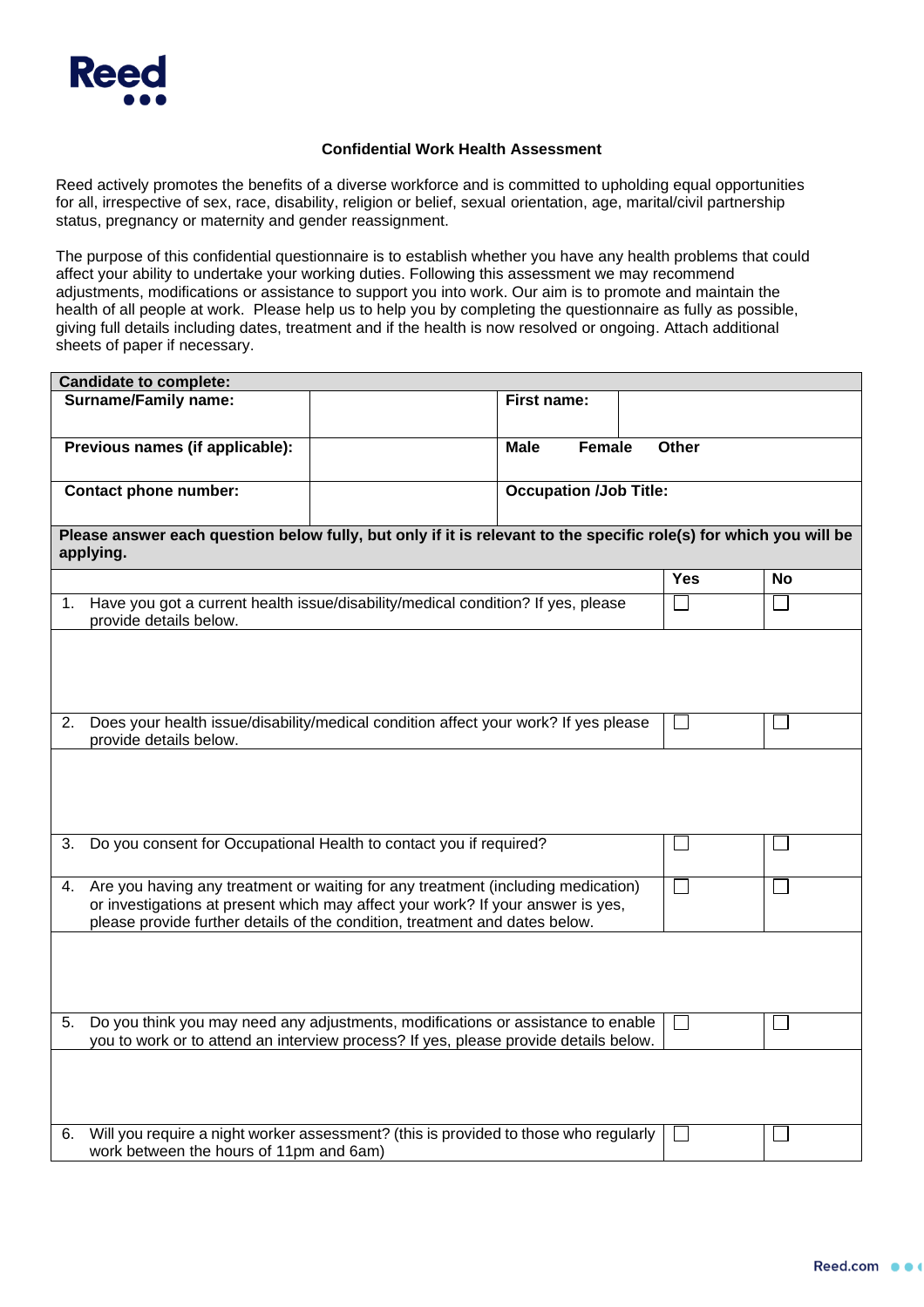Reed

**Confidential Work Health Assessment**

Reed actively promotes the benefits of a diverse workforce and is committed to upholding equal opportunities for all, irrespective of sex, race, disability, religion or belief, sexual orientation, age, marital/civil partnership status, pregnancy or maternity and gender reassignment.

The purpose of this confidential questionnaire is to establish whether you have any health problems that could affect your ability to undertake your working duties. Following this assessment we may recommend adjustments, modifications or assistance to support you into work. Our aim is to promote and maintain the health of all people at work. Please help us to help you by completing the questionnaire as fully as possible, giving full details including dates, treatment and if the health is now resolved or ongoing. Attach additional sheets of paper if necessary.

| **Candidate to complete:** | | | |
|---|---|---|---|
| **Surname/Family name:** | | **First name:** | |
| **Previous names (if applicable):** | | **Male Female Other** | |
| **Contact phone number:** | | **Occupation /Job Title:** | |

**Please answer each question below fully, but only if it is relevant to the specific role(s) for which you will be applying.**

| | **Yes** | **No** |
|---|---|---|
| 1. Have you got a current health issue/disability/medical condition? If yes, please provide details below. | ☐ | ☐ |
| | | |
| 2. Does your health issue/disability/medical condition affect your work? If yes please provide details below. | ☐ | ☐ |
| | | |
| 3. Do you consent for Occupational Health to contact you if required? | ☐ | ☐ |
| 4. Are you having any treatment or waiting for any treatment (including medication) or investigations at present which may affect your work? If your answer is yes, please provide further details of the condition, treatment and dates below. | ☐ | ☐ |
| | | |
| 5. Do you think you may need any adjustments, modifications or assistance to enable you to work or to attend an interview process? If yes, please provide details below. | ☐ | ☐ |
| | | |
| 6. Will you require a night worker assessment? (this is provided to those who regularly work between the hours of 11pm and 6am) | ☐ | ☐ |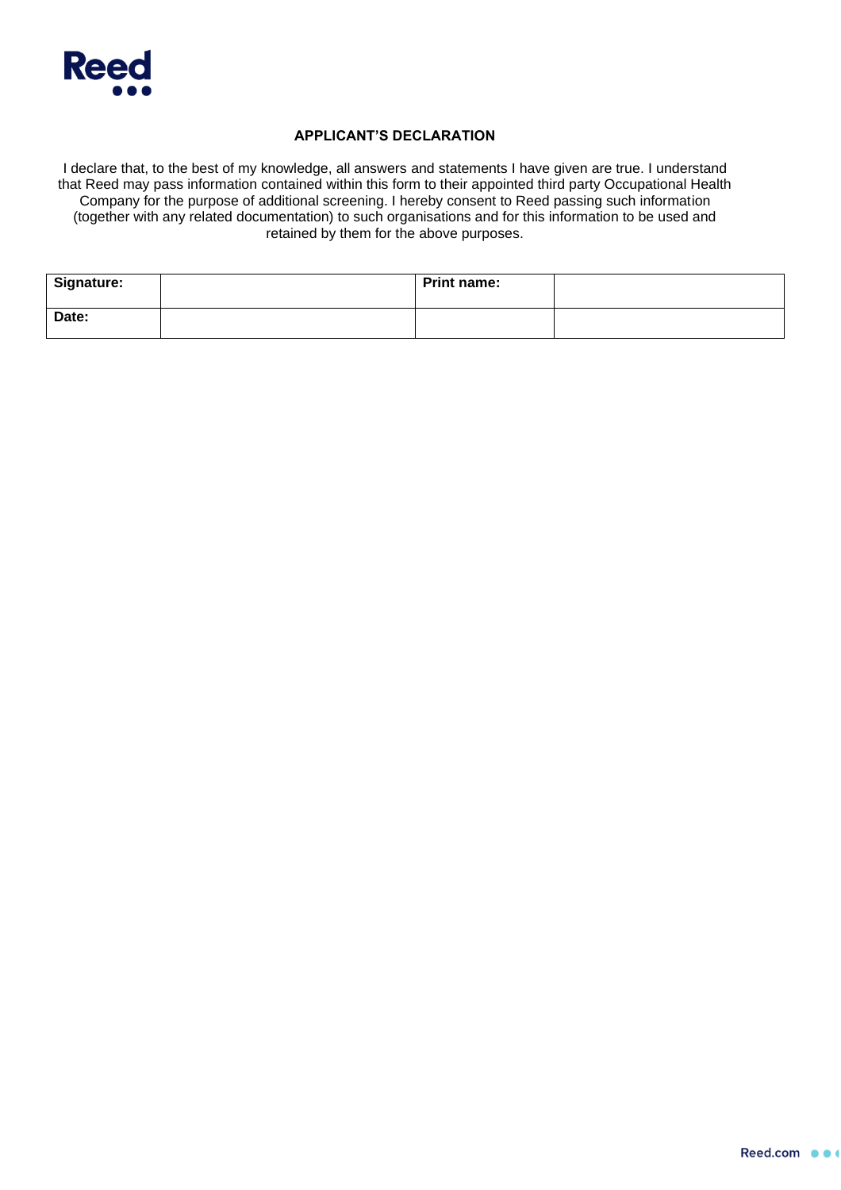## APPLICANT'S DECLARATION

I declare that, to the best of my knowledge, all answers and statements I have given are true. I understand that Reed may pass information contained within this form to their appointed third party Occupational Health Company for the purpose of additional screening. I hereby consent to Reed passing such information (together with any related documentation) to such organisations and for this information to be used and retained by them for the above purposes.

| | | | |
|---|---|---|---|
| **Signature:** | | **Print name:** | |
| **Date:** | | | |